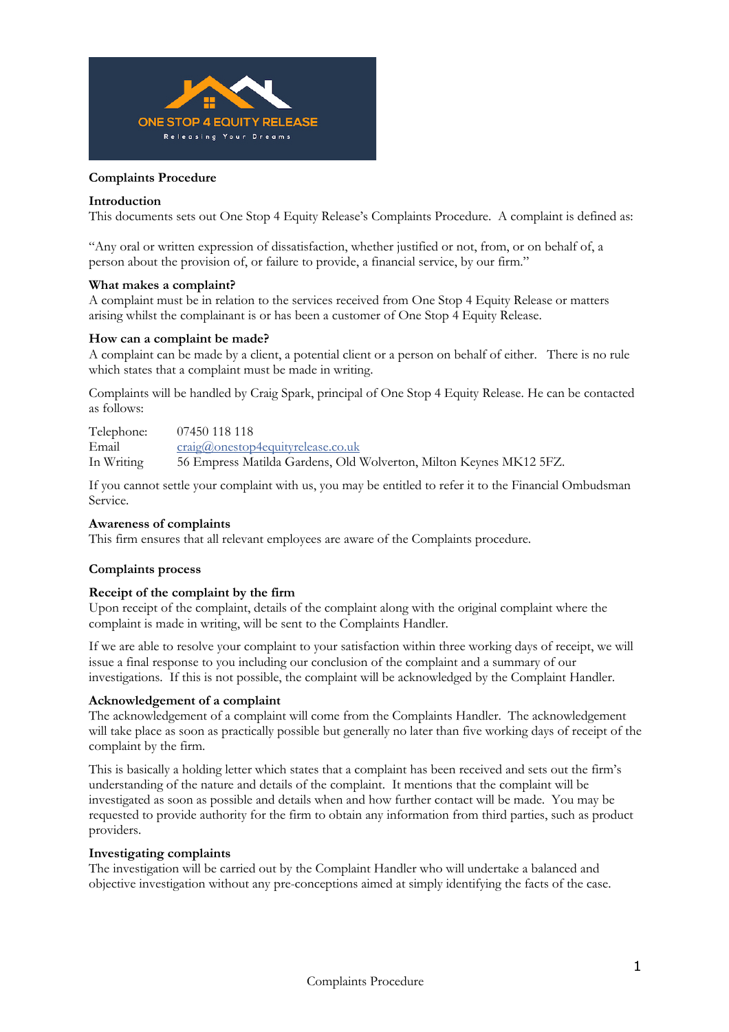**Complaints Procedure**

**Introduction**

This documents sets out One Stop 4 Equity Release's Complaints Procedure. A complaint is defined as:

"Any oral or written expression of dissatisfaction, whether justified or not, from, or on behalf of, a person about the provision of, or failure to provide, a financial service, by our firm."

**What makes a complaint?**

A complaint must be in relation to the services received from One Stop 4 Equity Release or matters arising whilst the complainant is or has been a customer of One Stop 4 Equity Release.

**How can a complaint be made?**

A complaint can be made by a client, a potential client or a person on behalf of either. There is no rule which states that a complaint must be made in writing.

Complaints will be handled by Craig Spark, principal of One Stop 4 Equity Release. He can be contacted as follows:

| | |
|---|---|
| Telephone: | 07450 118 118 |
| Email | craig@onestop4equityrelease.co.uk |
| In Writing | 56 Empress Matilda Gardens, Old Wolverton, Milton Keynes MK12 5FZ. |

If you cannot settle your complaint with us, you may be entitled to refer it to the Financial Ombudsman Service.

**Awareness of complaints**

This firm ensures that all relevant employees are aware of the Complaints procedure.

**Complaints process**

**Receipt of the complaint by the firm**

Upon receipt of the complaint, details of the complaint along with the original complaint where the complaint is made in writing, will be sent to the Complaints Handler.

If we are able to resolve your complaint to your satisfaction within three working days of receipt, we will issue a final response to you including our conclusion of the complaint and a summary of our investigations. If this is not possible, the complaint will be acknowledged by the Complaint Handler.

**Acknowledgement of a complaint**

The acknowledgement of a complaint will come from the Complaints Handler. The acknowledgement will take place as soon as practically possible but generally no later than five working days of receipt of the complaint by the firm.

This is basically a holding letter which states that a complaint has been received and sets out the firm's understanding of the nature and details of the complaint. It mentions that the complaint will be investigated as soon as possible and details when and how further contact will be made. You may be requested to provide authority for the firm to obtain any information from third parties, such as product providers.

**Investigating complaints**

The investigation will be carried out by the Complaint Handler who will undertake a balanced and objective investigation without any pre-conceptions aimed at simply identifying the facts of the case.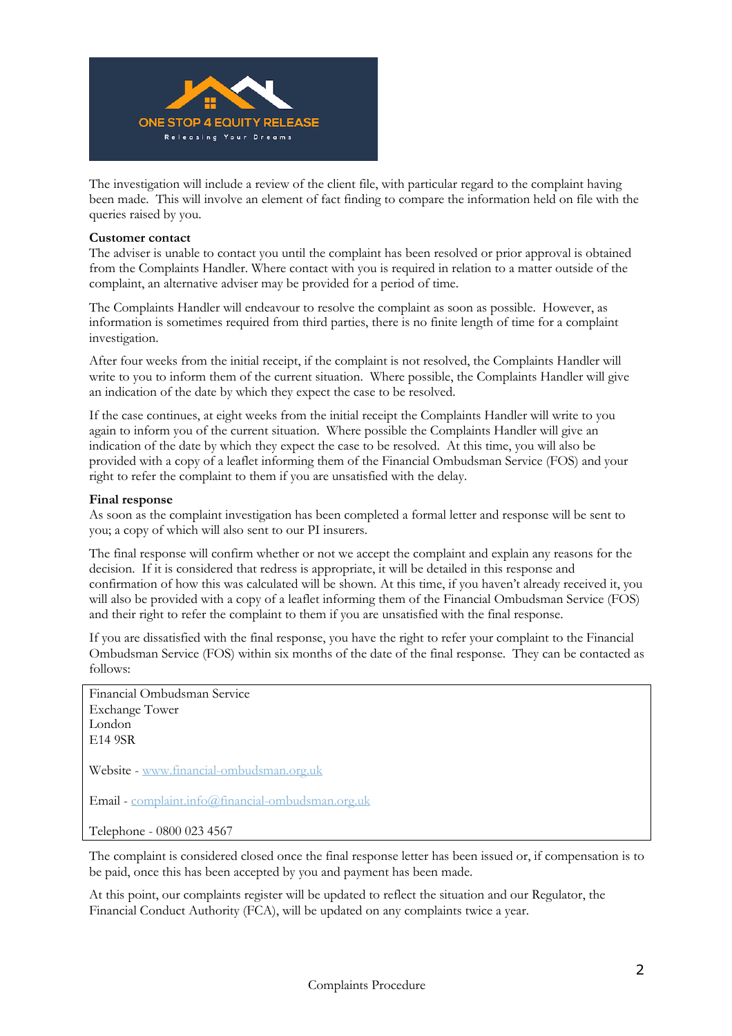The investigation will include a review of the client file, with particular regard to the complaint having been made. This will involve an element of fact finding to compare the information held on file with the queries raised by you.

**Customer contact**

The adviser is unable to contact you until the complaint has been resolved or prior approval is obtained from the Complaints Handler. Where contact with you is required in relation to a matter outside of the complaint, an alternative adviser may be provided for a period of time.

The Complaints Handler will endeavour to resolve the complaint as soon as possible. However, as information is sometimes required from third parties, there is no finite length of time for a complaint investigation.

After four weeks from the initial receipt, if the complaint is not resolved, the Complaints Handler will write to you to inform them of the current situation. Where possible, the Complaints Handler will give an indication of the date by which they expect the case to be resolved.

If the case continues, at eight weeks from the initial receipt the Complaints Handler will write to you again to inform you of the current situation. Where possible the Complaints Handler will give an indication of the date by which they expect the case to be resolved. At this time, you will also be provided with a copy of a leaflet informing them of the Financial Ombudsman Service (FOS) and your right to refer the complaint to them if you are unsatisfied with the delay.

**Final response**

As soon as the complaint investigation has been completed a formal letter and response will be sent to you; a copy of which will also sent to our PI insurers.

The final response will confirm whether or not we accept the complaint and explain any reasons for the decision. If it is considered that redress is appropriate, it will be detailed in this response and confirmation of how this was calculated will be shown. At this time, if you haven't already received it, you will also be provided with a copy of a leaflet informing them of the Financial Ombudsman Service (FOS) and their right to refer the complaint to them if you are unsatisfied with the final response.

If you are dissatisfied with the final response, you have the right to refer your complaint to the Financial Ombudsman Service (FOS) within six months of the date of the final response. They can be contacted as follows:

Financial Ombudsman Service
Exchange Tower
London
E14 9SR

Website - www.financial-ombudsman.org.uk

Email - complaint.info@financial-ombudsman.org.uk

Telephone - 0800 023 4567

The complaint is considered closed once the final response letter has been issued or, if compensation is to be paid, once this has been accepted by you and payment has been made.

At this point, our complaints register will be updated to reflect the situation and our Regulator, the Financial Conduct Authority (FCA), will be updated on any complaints twice a year.